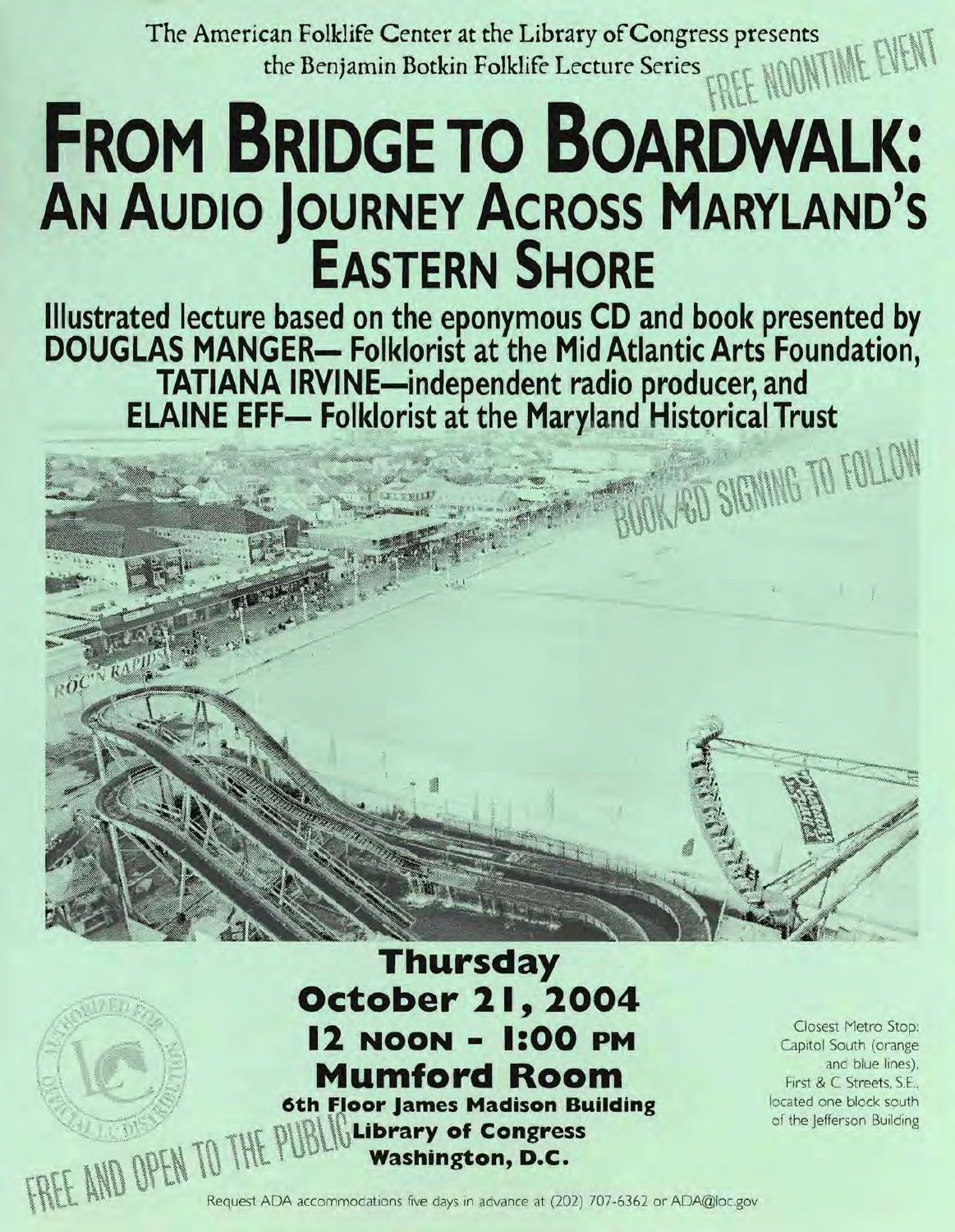The American Folklife Center at the Library of Congress presents
the Benjamin Botkin Folklife Lecture Series

FREE NOONTIME EVENT

# FROM BRIDGE TO BOARDWALK: AN AUDIO JOURNEY ACROSS MARYLAND'S EASTERN SHORE

**Illustrated lecture based on the eponymous CD and book presented by**
**DOUGLAS MANGER— Folklorist at the Mid Atlantic Arts Foundation,**
**TATIANA IRVINE—independent radio producer, and**
**ELAINE EFF— Folklorist at the Maryland Historical Trust**

BOOK/CD SIGNING TO FOLLOW

## Thursday
## October 21, 2004
## 12 NOON - 1:00 PM
## Mumford Room

**6th Floor James Madison Building**
**Library of Congress**
**Washington, D.C.**

FREE AND OPEN TO THE PUBLIC

Closest Metro Stop: Capitol South (orange and blue lines), First & C Streets, S.E., located one block south of the Jefferson Building

Request ADA accommodations five days in advance at (202) 707-6362 or ADA@loc.gov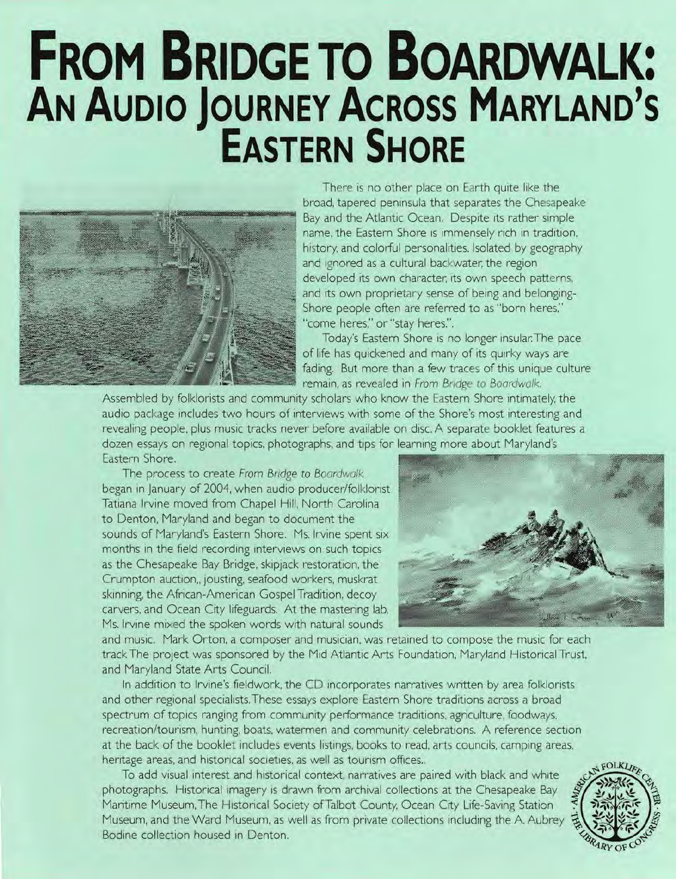# From Bridge to Boardwalk: An Audio Journey Across Maryland's Eastern Shore

There is no other place on Earth quite like the broad, tapered peninsula that separates the Chesapeake Bay and the Atlantic Ocean. Despite its rather simple name, the Eastern Shore is immensely rich in tradition, history, and colorful personalities. Isolated by geography and ignored as a cultural backwater, the region developed its own character, its own speech patterns, and its own proprietary sense of being and belonging- Shore people often are referred to as "born heres," "come heres," or "stay heres.".

Today's Eastern Shore is no longer insular. The pace of life has quickened and many of its quirky ways are fading. But more than a few traces of this unique culture remain, as revealed in *From Bridge to Boardwalk*.

Assembled by folklorists and community scholars who know the Eastern Shore intimately, the audio package includes two hours of interviews with some of the Shore's most interesting and revealing people, plus music tracks never before available on disc. A separate booklet features a dozen essays on regional topics, photographs, and tips for learning more about Maryland's Eastern Shore.

The process to create *From Bridge to Boardwalk* began in January of 2004, when audio producer/folklorist Tatiana Irvine moved from Chapel Hill, North Carolina to Denton, Maryland and began to document the sounds of Maryland's Eastern Shore. Ms. Irvine spent six months in the field recording interviews on such topics as the Chesapeake Bay Bridge, skipjack restoration, the Crumpton auction,, jousting, seafood workers, muskrat skinning, the African-American Gospel Tradition, decoy carvers, and Ocean City lifeguards. At the mastering lab, Ms. Irvine mixed the spoken words with natural sounds and music. Mark Orton, a composer and musician, was retained to compose the music for each track The project was sponsored by the Mid Atlantic Arts Foundation, Maryland Historical Trust, and Maryland State Arts Council.

In addition to Irvine's fieldwork, the CD incorporates narratives written by area folklorists and other regional specialists. These essays explore Eastern Shore traditions across a broad spectrum of topics ranging from community performance traditions, agriculture, foodways, recreation/tourism, hunting, boats, watermen and community celebrations. A reference section at the back of the booklet includes events listings, books to read, arts councils, camping areas, heritage areas, and historical societies, as well as tourism offices..

To add visual interest and historical context, narratives are paired with black and white photographs. Historical imagery is drawn from archival collections at the Chesapeake Bay Maritime Museum, The Historical Society of Talbot County, Ocean City Life-Saving Station Museum, and the Ward Museum, as well as from private collections including the A. Aubrey Bodine collection housed in Denton.

American Folklife Center · The Library of Congress